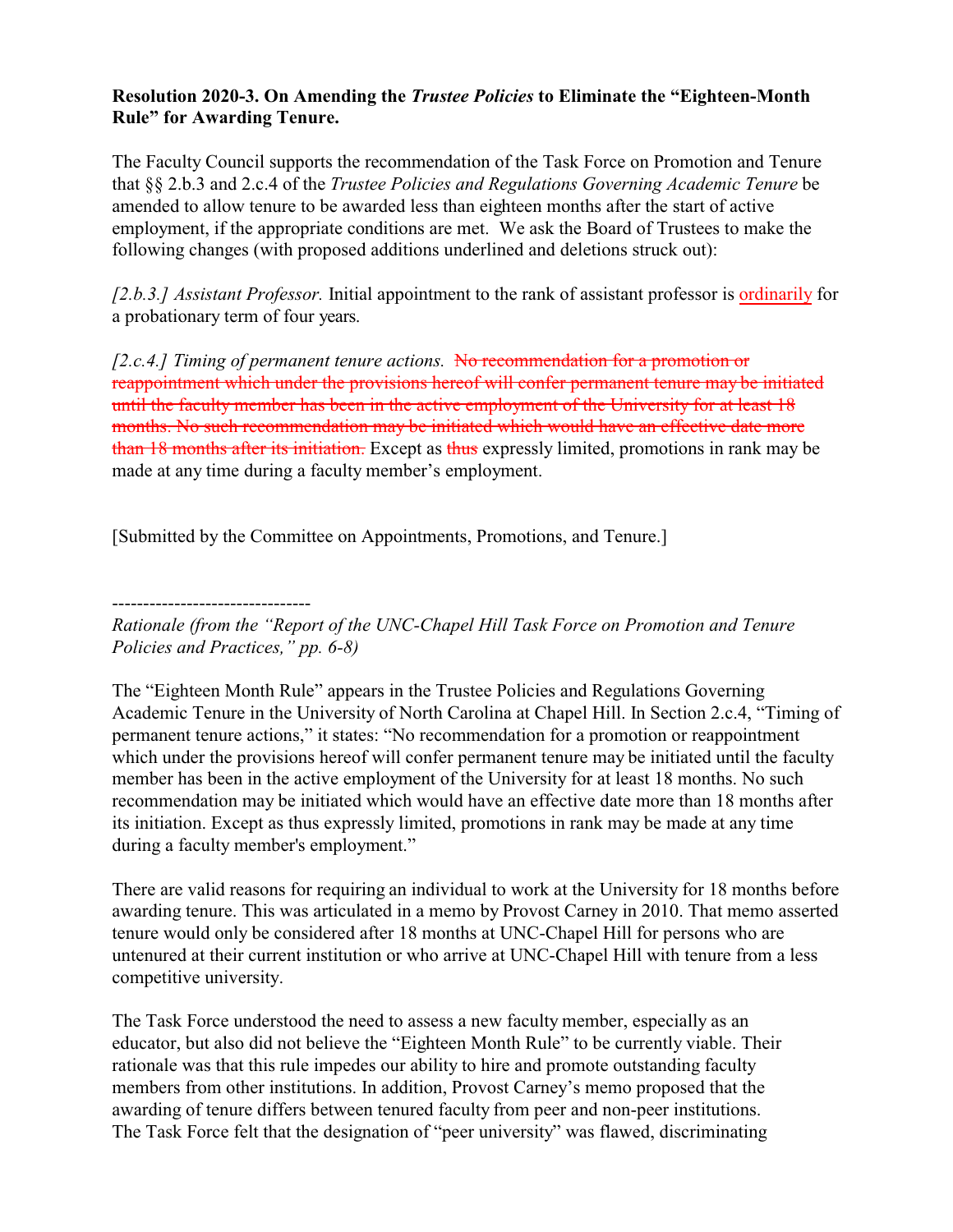**Resolution 2020-3. On Amending the *Trustee Policies* to Eliminate the "Eighteen-Month Rule" for Awarding Tenure.**

The Faculty Council supports the recommendation of the Task Force on Promotion and Tenure that §§ 2.b.3 and 2.c.4 of the *Trustee Policies and Regulations Governing Academic Tenure* be amended to allow tenure to be awarded less than eighteen months after the start of active employment, if the appropriate conditions are met. We ask the Board of Trustees to make the following changes (with proposed additions underlined and deletions struck out):

*[2.b.3.] Assistant Professor.* Initial appointment to the rank of assistant professor is <u>ordinarily</u> for a probationary term of four years.

*[2.c.4.] Timing of permanent tenure actions.* ~~No recommendation for a promotion or reappointment which under the provisions hereof will confer permanent tenure may be initiated until the faculty member has been in the active employment of the University for at least 18 months. No such recommendation may be initiated which would have an effective date more than 18 months after its initiation.~~ Except as ~~thus~~ expressly limited, promotions in rank may be made at any time during a faculty member's employment.

[Submitted by the Committee on Appointments, Promotions, and Tenure.]

--------------------------------

*Rationale (from the "Report of the UNC-Chapel Hill Task Force on Promotion and Tenure Policies and Practices," pp. 6-8)*

The "Eighteen Month Rule" appears in the Trustee Policies and Regulations Governing Academic Tenure in the University of North Carolina at Chapel Hill. In Section 2.c.4, "Timing of permanent tenure actions," it states: "No recommendation for a promotion or reappointment which under the provisions hereof will confer permanent tenure may be initiated until the faculty member has been in the active employment of the University for at least 18 months. No such recommendation may be initiated which would have an effective date more than 18 months after its initiation. Except as thus expressly limited, promotions in rank may be made at any time during a faculty member's employment."

There are valid reasons for requiring an individual to work at the University for 18 months before awarding tenure. This was articulated in a memo by Provost Carney in 2010. That memo asserted tenure would only be considered after 18 months at UNC-Chapel Hill for persons who are untenured at their current institution or who arrive at UNC-Chapel Hill with tenure from a less competitive university.

The Task Force understood the need to assess a new faculty member, especially as an educator, but also did not believe the "Eighteen Month Rule" to be currently viable. Their rationale was that this rule impedes our ability to hire and promote outstanding faculty members from other institutions. In addition, Provost Carney's memo proposed that the awarding of tenure differs between tenured faculty from peer and non-peer institutions. The Task Force felt that the designation of "peer university" was flawed, discriminating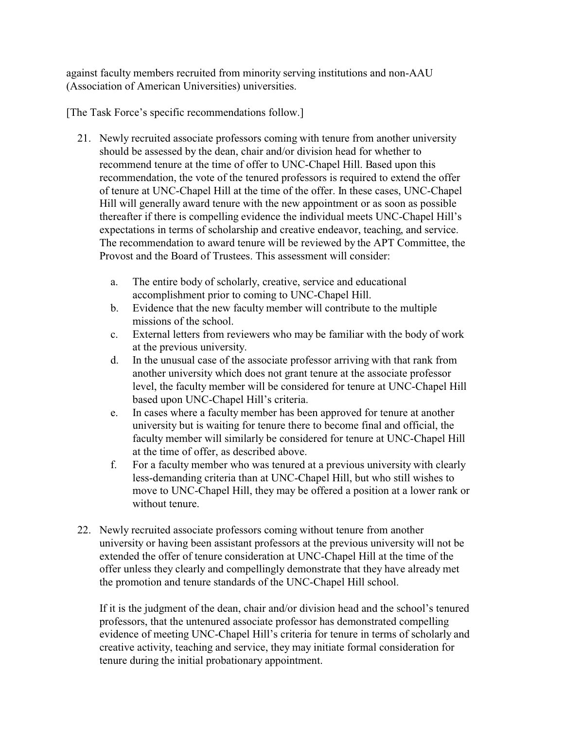against faculty members recruited from minority serving institutions and non-AAU (Association of American Universities) universities.

[The Task Force's specific recommendations follow.]

21. Newly recruited associate professors coming with tenure from another university should be assessed by the dean, chair and/or division head for whether to recommend tenure at the time of offer to UNC-Chapel Hill. Based upon this recommendation, the vote of the tenured professors is required to extend the offer of tenure at UNC-Chapel Hill at the time of the offer. In these cases, UNC-Chapel Hill will generally award tenure with the new appointment or as soon as possible thereafter if there is compelling evidence the individual meets UNC-Chapel Hill's expectations in terms of scholarship and creative endeavor, teaching, and service. The recommendation to award tenure will be reviewed by the APT Committee, the Provost and the Board of Trustees. This assessment will consider:

    a. The entire body of scholarly, creative, service and educational accomplishment prior to coming to UNC-Chapel Hill.
    b. Evidence that the new faculty member will contribute to the multiple missions of the school.
    c. External letters from reviewers who may be familiar with the body of work at the previous university.
    d. In the unusual case of the associate professor arriving with that rank from another university which does not grant tenure at the associate professor level, the faculty member will be considered for tenure at UNC-Chapel Hill based upon UNC-Chapel Hill's criteria.
    e. In cases where a faculty member has been approved for tenure at another university but is waiting for tenure there to become final and official, the faculty member will similarly be considered for tenure at UNC-Chapel Hill at the time of offer, as described above.
    f. For a faculty member who was tenured at a previous university with clearly less-demanding criteria than at UNC-Chapel Hill, but who still wishes to move to UNC-Chapel Hill, they may be offered a position at a lower rank or without tenure.

22. Newly recruited associate professors coming without tenure from another university or having been assistant professors at the previous university will not be extended the offer of tenure consideration at UNC-Chapel Hill at the time of the offer unless they clearly and compellingly demonstrate that they have already met the promotion and tenure standards of the UNC-Chapel Hill school.

    If it is the judgment of the dean, chair and/or division head and the school's tenured professors, that the untenured associate professor has demonstrated compelling evidence of meeting UNC-Chapel Hill's criteria for tenure in terms of scholarly and creative activity, teaching and service, they may initiate formal consideration for tenure during the initial probationary appointment.